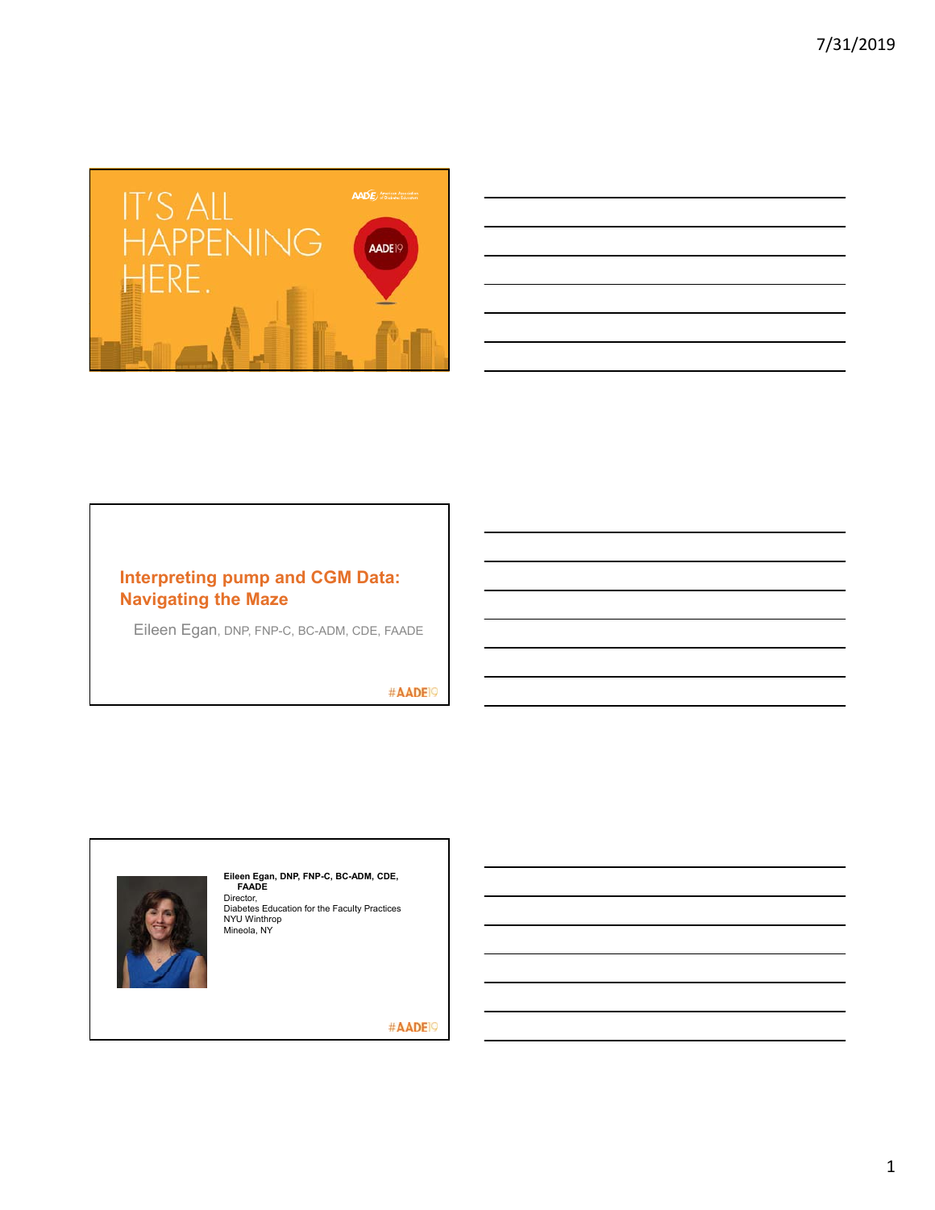IT'S ALL HAPPENING HERE.

AADE19

## Interpreting pump and CGM Data: Navigating the Maze

Eileen Egan, DNP, FNP-C, BC-ADM, CDE, FAADE

#AADE19

**Eileen Egan, DNP, FNP-C, BC-ADM, CDE, FAADE**

Director,
Diabetes Education for the Faculty Practices
NYU Winthrop
Mineola, NY

#AADE19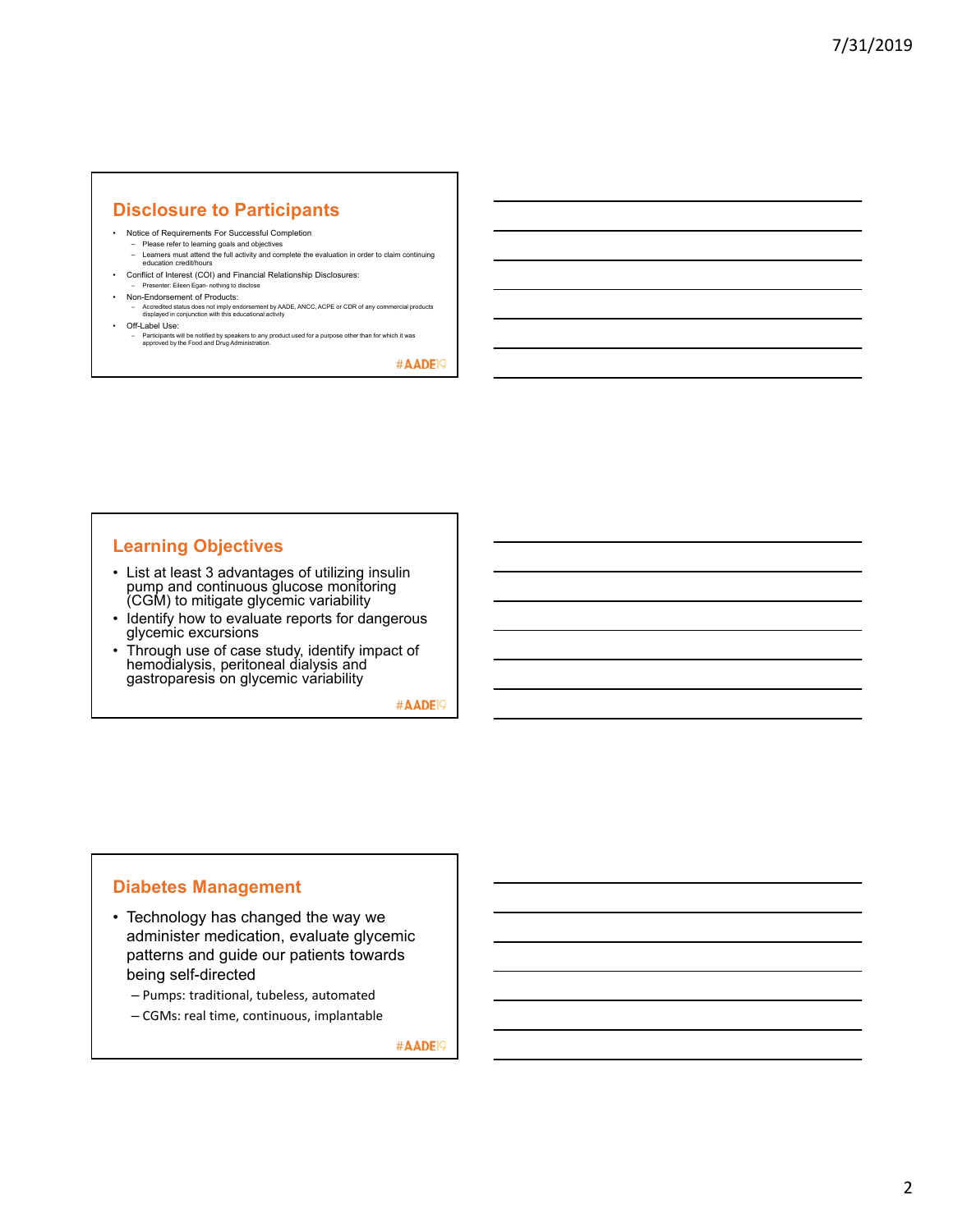## Disclosure to Participants

- Notice of Requirements For Successful Completion
  - Please refer to learning goals and objectives
  - Learners must attend the full activity and complete the evaluation in order to claim continuing education credit/hours
- Conflict of Interest (COI) and Financial Relationship Disclosures:
  - Presenter: Eileen Egan- nothing to disclose
- Non-Endorsement of Products:
  - Accredited status does not imply endorsement by AADE, ANCC, ACPE or CDR of any commercial products displayed in conjunction with this educational activity
- Off-Label Use:
  - Participants will be notified by speakers to any product used for a purpose other than for which it was approved by the Food and Drug Administration.

#AADE19

## Learning Objectives

- List at least 3 advantages of utilizing insulin pump and continuous glucose monitoring (CGM) to mitigate glycemic variability
- Identify how to evaluate reports for dangerous glycemic excursions
- Through use of case study, identify impact of hemodialysis, peritoneal dialysis and gastroparesis on glycemic variability

#AADE19

## Diabetes Management

- Technology has changed the way we administer medication, evaluate glycemic patterns and guide our patients towards being self-directed
  - Pumps: traditional, tubeless, automated
  - CGMs: real time, continuous, implantable

#AADE19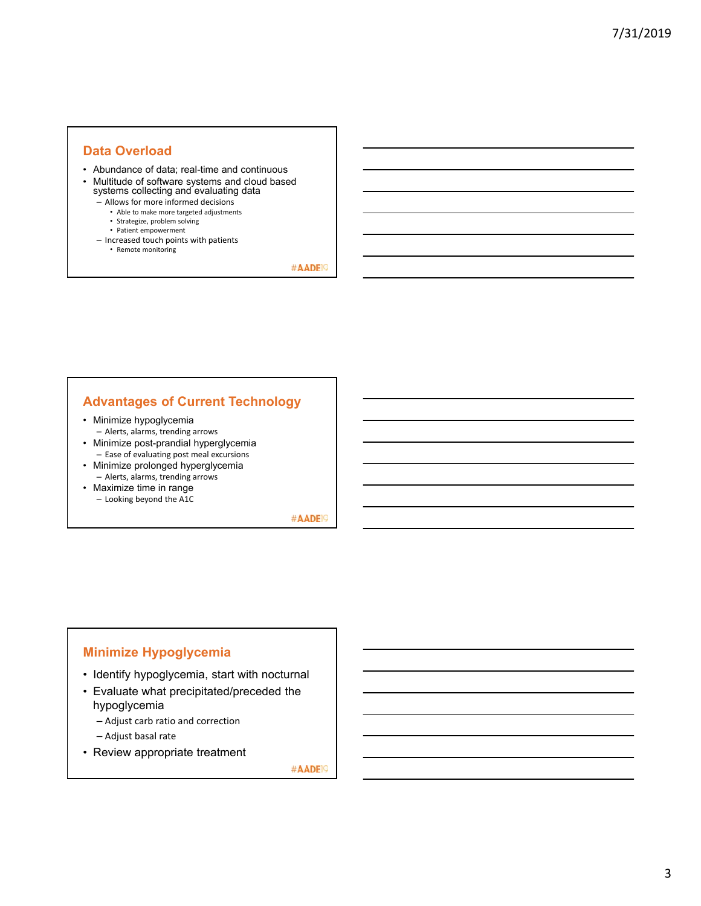## Data Overload

- Abundance of data; real-time and continuous
- Multitude of software systems and cloud based systems collecting and evaluating data
  - Allows for more informed decisions
    - Able to make more targeted adjustments
    - Strategize, problem solving
    - Patient empowerment
  - Increased touch points with patients
    - Remote monitoring

#AADE19

## Advantages of Current Technology

- Minimize hypoglycemia
  - Alerts, alarms, trending arrows
- Minimize post-prandial hyperglycemia
  - Ease of evaluating post meal excursions
- Minimize prolonged hyperglycemia
  - Alerts, alarms, trending arrows
- Maximize time in range
  - Looking beyond the A1C

#AADE19

## Minimize Hypoglycemia

- Identify hypoglycemia, start with nocturnal
- Evaluate what precipitated/preceded the hypoglycemia
  - Adjust carb ratio and correction
  - Adjust basal rate
- Review appropriate treatment

#AADE19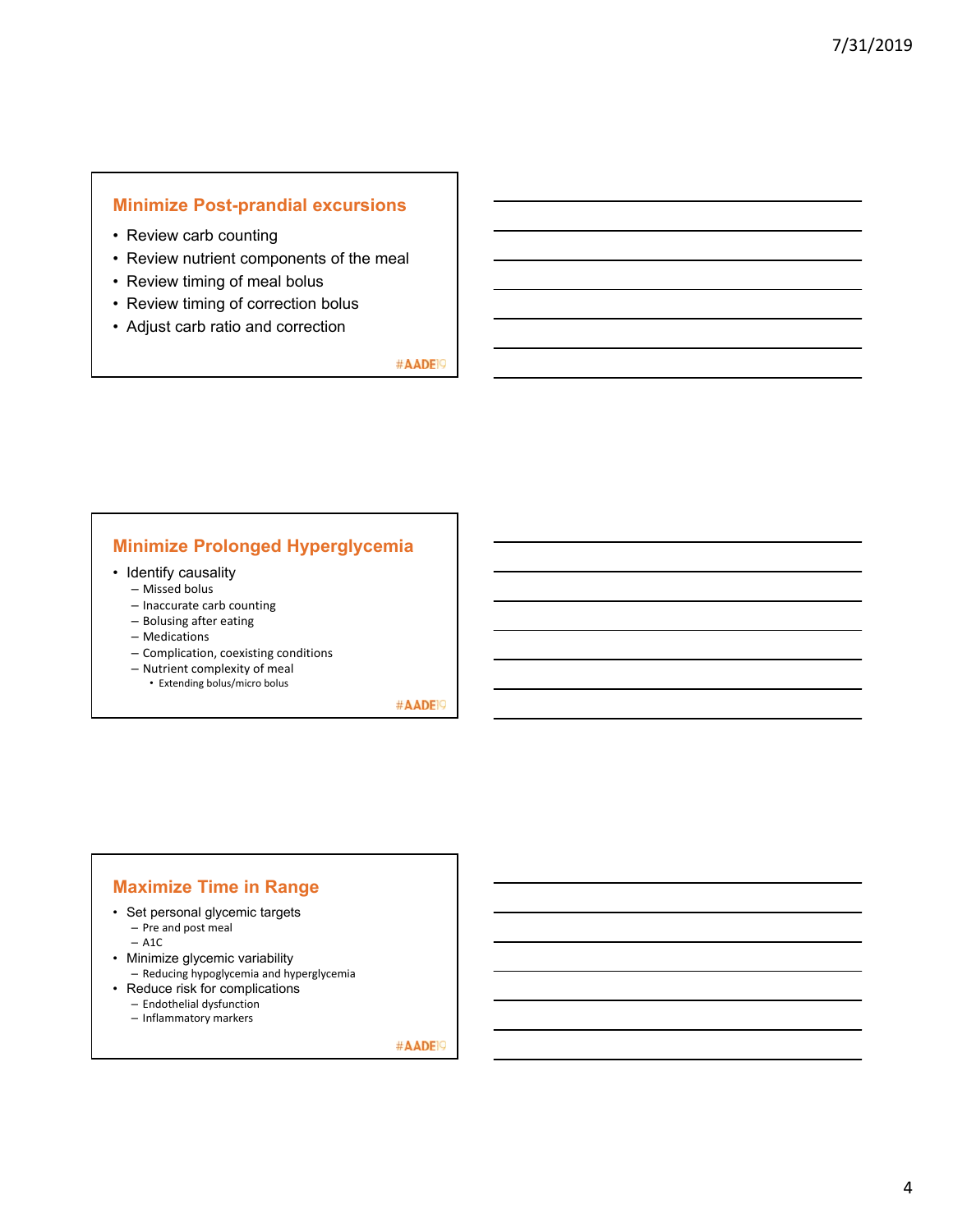## Minimize Post-prandial excursions

- Review carb counting
- Review nutrient components of the meal
- Review timing of meal bolus
- Review timing of correction bolus
- Adjust carb ratio and correction

#AADE19

## Minimize Prolonged Hyperglycemia

- Identify causality
  - Missed bolus
  - Inaccurate carb counting
  - Bolusing after eating
  - Medications
  - Complication, coexisting conditions
  - Nutrient complexity of meal
    - Extending bolus/micro bolus

#AADE19

## Maximize Time in Range

- Set personal glycemic targets
  - Pre and post meal
  - A1C
- Minimize glycemic variability
  - Reducing hypoglycemia and hyperglycemia
- Reduce risk for complications
  - Endothelial dysfunction
  - Inflammatory markers

#AADE19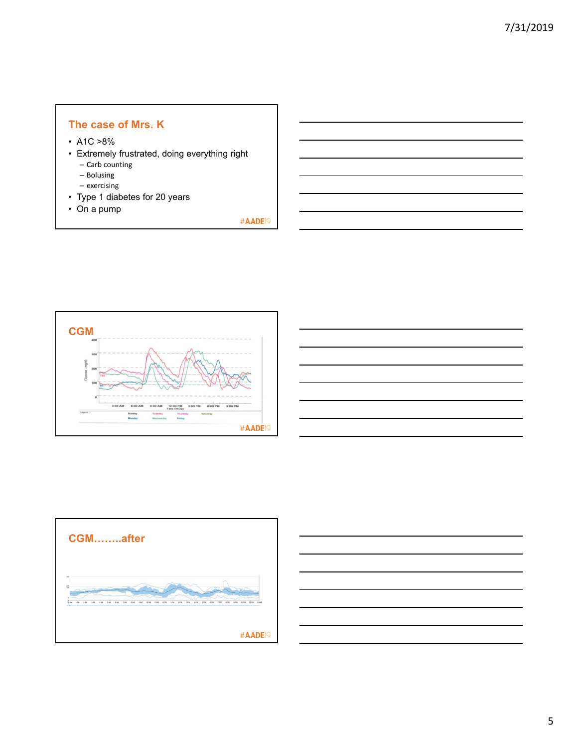## The case of Mrs. K

- A1C >8%
- Extremely frustrated, doing everything right
  - Carb counting
  - Bolusing
  - exercising
- Type 1 diabetes for 20 years
- On a pump

#AADE19

## CGM

#AADE19

## CGM……..after

#AADE19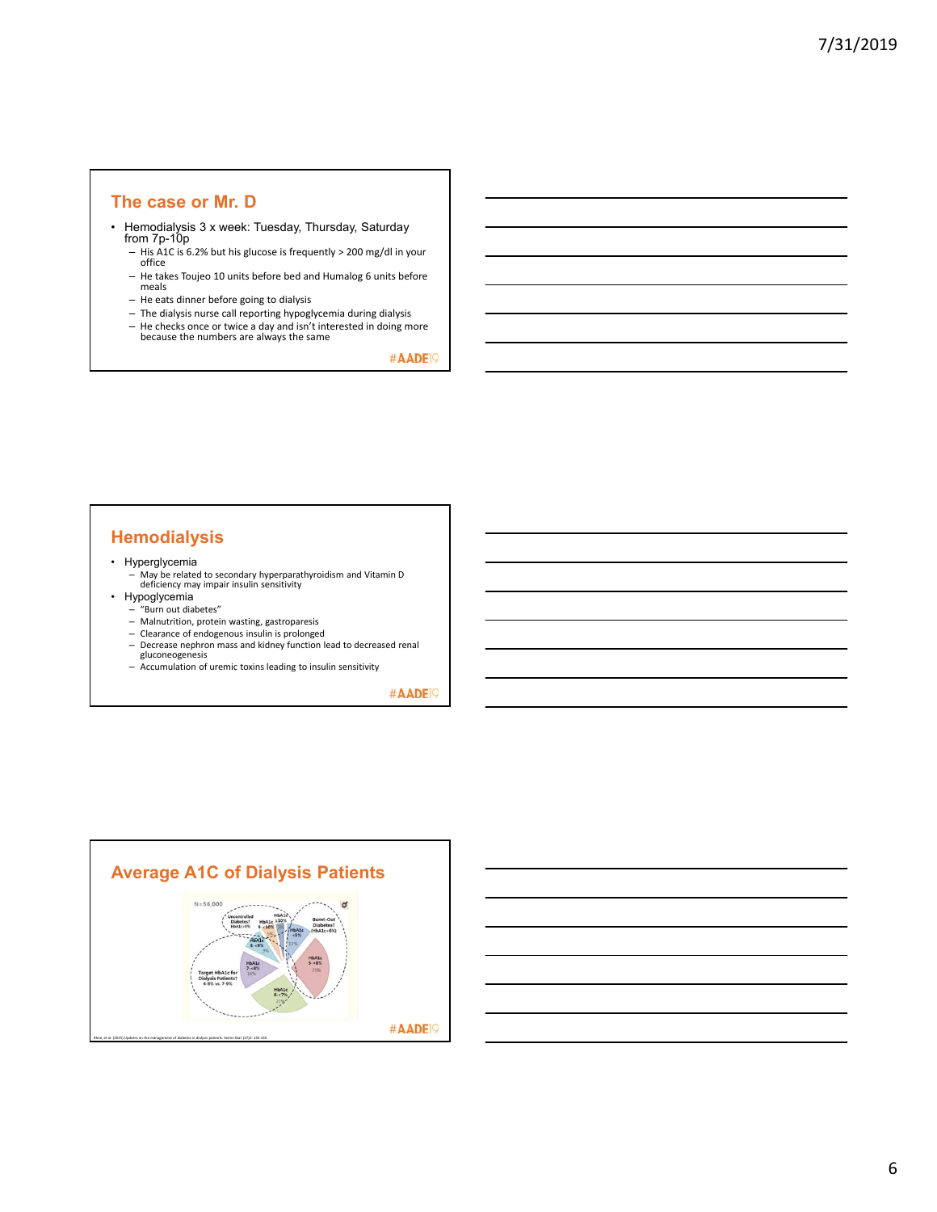## The case or Mr. D

- Hemodialysis 3 x week: Tuesday, Thursday, Saturday from 7p-10p
  - His A1C is 6.2% but his glucose is frequently > 200 mg/dl in your office
  - He takes Toujeo 10 units before bed and Humalog 6 units before meals
  - He eats dinner before going to dialysis
  - The dialysis nurse call reporting hypoglycemia during dialysis
  - He checks once or twice a day and isn't interested in doing more because the numbers are always the same

#AADE19

## Hemodialysis

- Hyperglycemia
  - May be related to secondary hyperparathyroidism and Vitamin D deficiency may impair insulin sensitivity
- Hypoglycemia
  - "Burn out diabetes"
  - Malnutrition, protein wasting, gastroparesis
  - Clearance of endogenous insulin is prolonged
  - Decrease nephron mass and kidney function lead to decreased renal gluconeogenesis
  - Accumulation of uremic toxins leading to insulin sensitivity

#AADE19

## Average A1C of Dialysis Patients

N=56,000

Uncontrolled Diabetes? HbA1c>8% | HbA1c ≥10% | HbA1c 9-<10% | HbA1c 8-<9% 9% | HbA1c 7-<8% 16% | HbA1c 6-<7% 27% | HbA1c 5-<6% 29% | HbA1c <5% 11% | Burnt-Out Diabetes? (HbA1c<6%) | Target HbA1c for Dialysis Patients? 6-8% vs. 7-9%

Rhee, et al. (2015) Updates on the management of diabetes in dialysis patients. Semin Dial. 27(2): 135-145.

#AADE19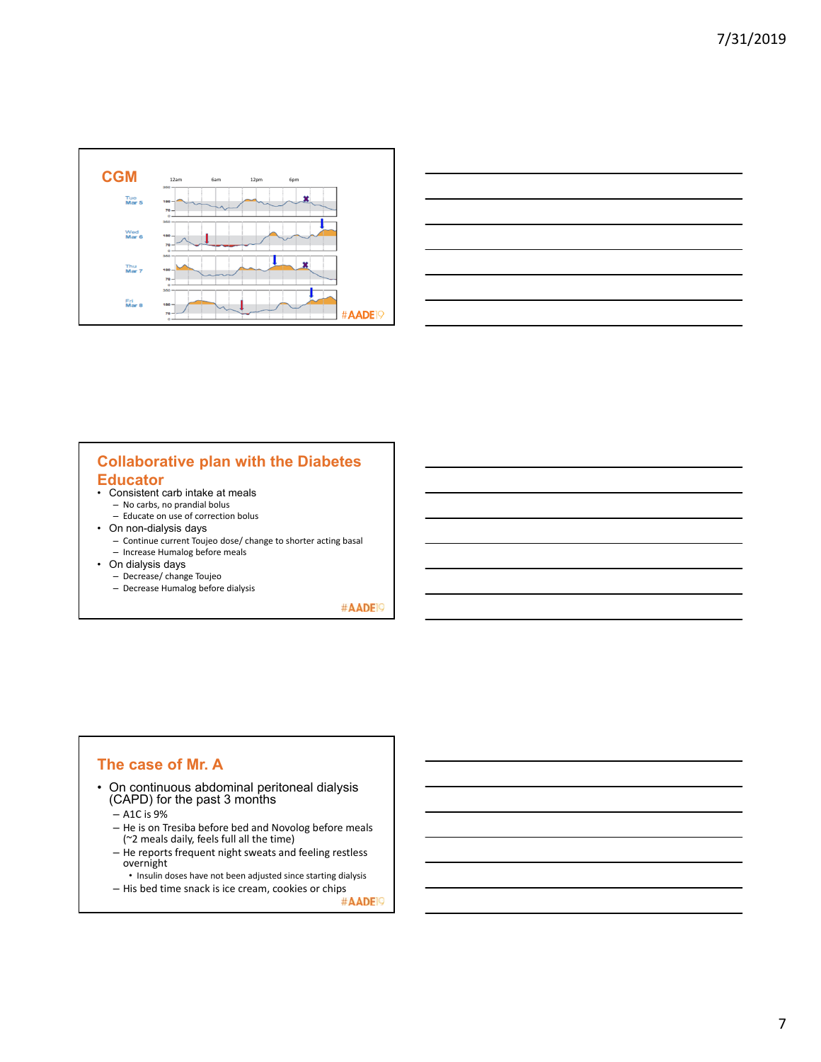## CGM

| | 12am | 6am | 12pm | 6pm |
|---|---|---|---|---|
| Tue Mar 5 | | | | |
| Wed Mar 6 | | | | |
| Thu Mar 7 | | | | |
| Fri Mar 8 | | | | |

#AADE19

## Collaborative plan with the Diabetes Educator

- Consistent carb intake at meals
  - No carbs, no prandial bolus
  - Educate on use of correction bolus
- On non-dialysis days
  - Continue current Toujeo dose/ change to shorter acting basal
  - Increase Humalog before meals
- On dialysis days
  - Decrease/ change Toujeo
  - Decrease Humalog before dialysis

#AADE19

## The case of Mr. A

- On continuous abdominal peritoneal dialysis (CAPD) for the past 3 months
  - A1C is 9%
  - He is on Tresiba before bed and Novolog before meals (~2 meals daily, feels full all the time)
  - He reports frequent night sweats and feeling restless overnight
    - Insulin doses have not been adjusted since starting dialysis
  - His bed time snack is ice cream, cookies or chips

#AADE19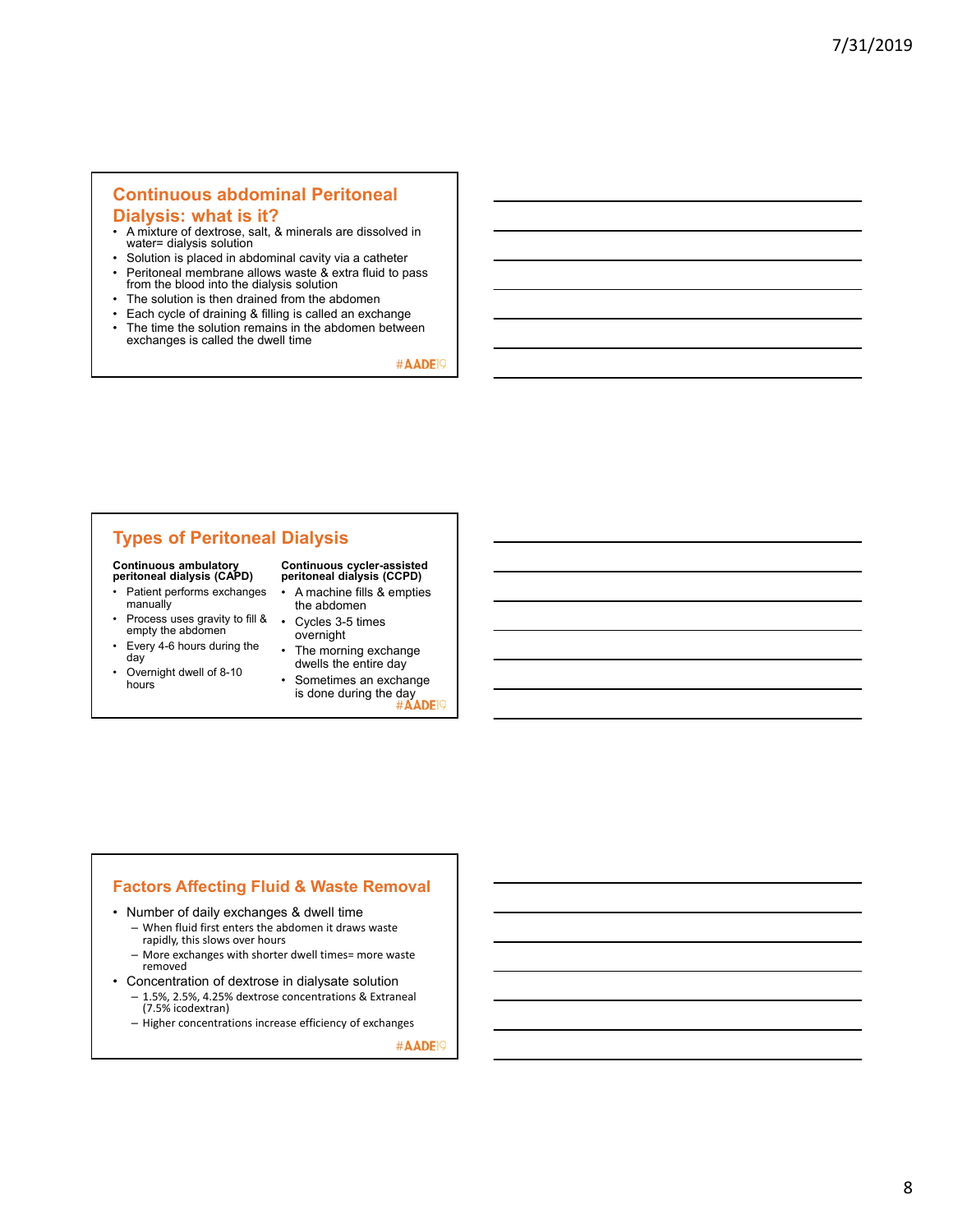## Continuous abdominal Peritoneal Dialysis: what is it?

- A mixture of dextrose, salt, & minerals are dissolved in water= dialysis solution
- Solution is placed in abdominal cavity via a catheter
- Peritoneal membrane allows waste & extra fluid to pass from the blood into the dialysis solution
- The solution is then drained from the abdomen
- Each cycle of draining & filling is called an exchange
- The time the solution remains in the abdomen between exchanges is called the dwell time

#AADE19

## Types of Peritoneal Dialysis

**Continuous ambulatory peritoneal dialysis (CAPD)**

- Patient performs exchanges manually
- Process uses gravity to fill & empty the abdomen
- Every 4-6 hours during the day
- Overnight dwell of 8-10 hours

**Continuous cycler-assisted peritoneal dialysis (CCPD)**

- A machine fills & empties the abdomen
- Cycles 3-5 times overnight
- The morning exchange dwells the entire day
- Sometimes an exchange is done during the day

#AADE19

## Factors Affecting Fluid & Waste Removal

- Number of daily exchanges & dwell time
  - When fluid first enters the abdomen it draws waste rapidly, this slows over hours
  - More exchanges with shorter dwell times= more waste removed
- Concentration of dextrose in dialysate solution
  - 1.5%, 2.5%, 4.25% dextrose concentrations & Extraneal (7.5% icodextran)
  - Higher concentrations increase efficiency of exchanges

#AADE19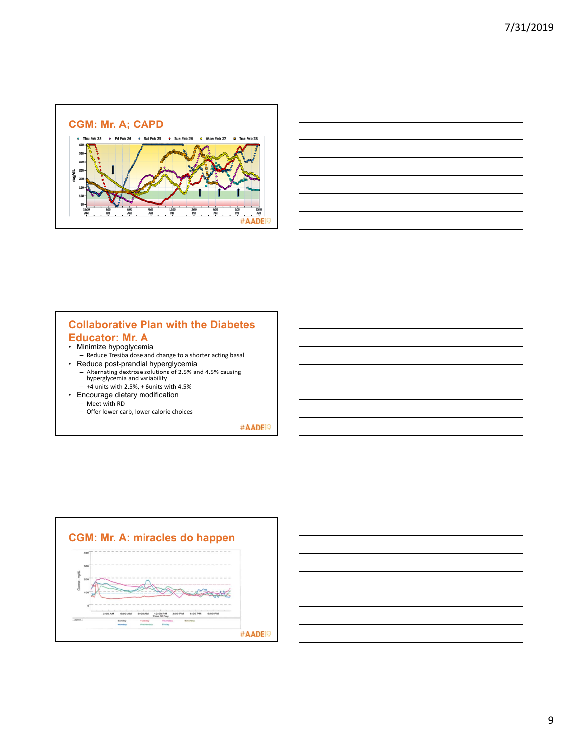## CGM: Mr. A; CAPD

## Collaborative Plan with the Diabetes Educator: Mr. A

- Minimize hypoglycemia
  - Reduce Tresiba dose and change to a shorter acting basal
- Reduce post-prandial hyperglycemia
  - Alternating dextrose solutions of 2.5% and 4.5% causing hyperglycemia and variability
  - +4 units with 2.5%, + 6units with 4.5%
- Encourage dietary modification
  - Meet with RD
  - Offer lower carb, lower calorie choices

## CGM: Mr. A: miracles do happen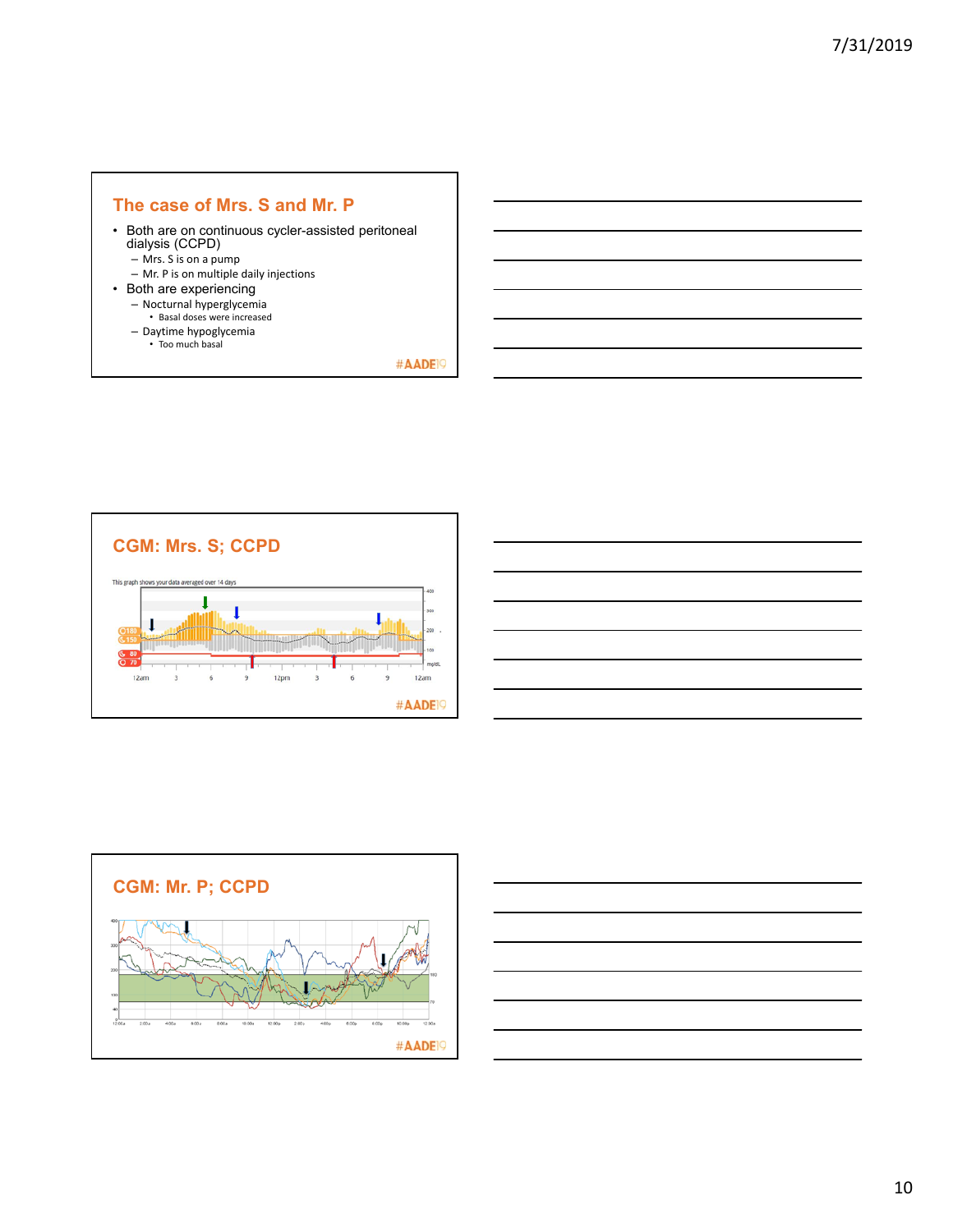## The case of Mrs. S and Mr. P

- Both are on continuous cycler-assisted peritoneal dialysis (CCPD)
  - Mrs. S is on a pump
  - Mr. P is on multiple daily injections
- Both are experiencing
  - Nocturnal hyperglycemia
    - Basal doses were increased
  - Daytime hypoglycemia
    - Too much basal

#AADE19

## CGM: Mrs. S; CCPD

This graph shows your data averaged over 14 days

#AADE19

## CGM: Mr. P; CCPD

#AADE19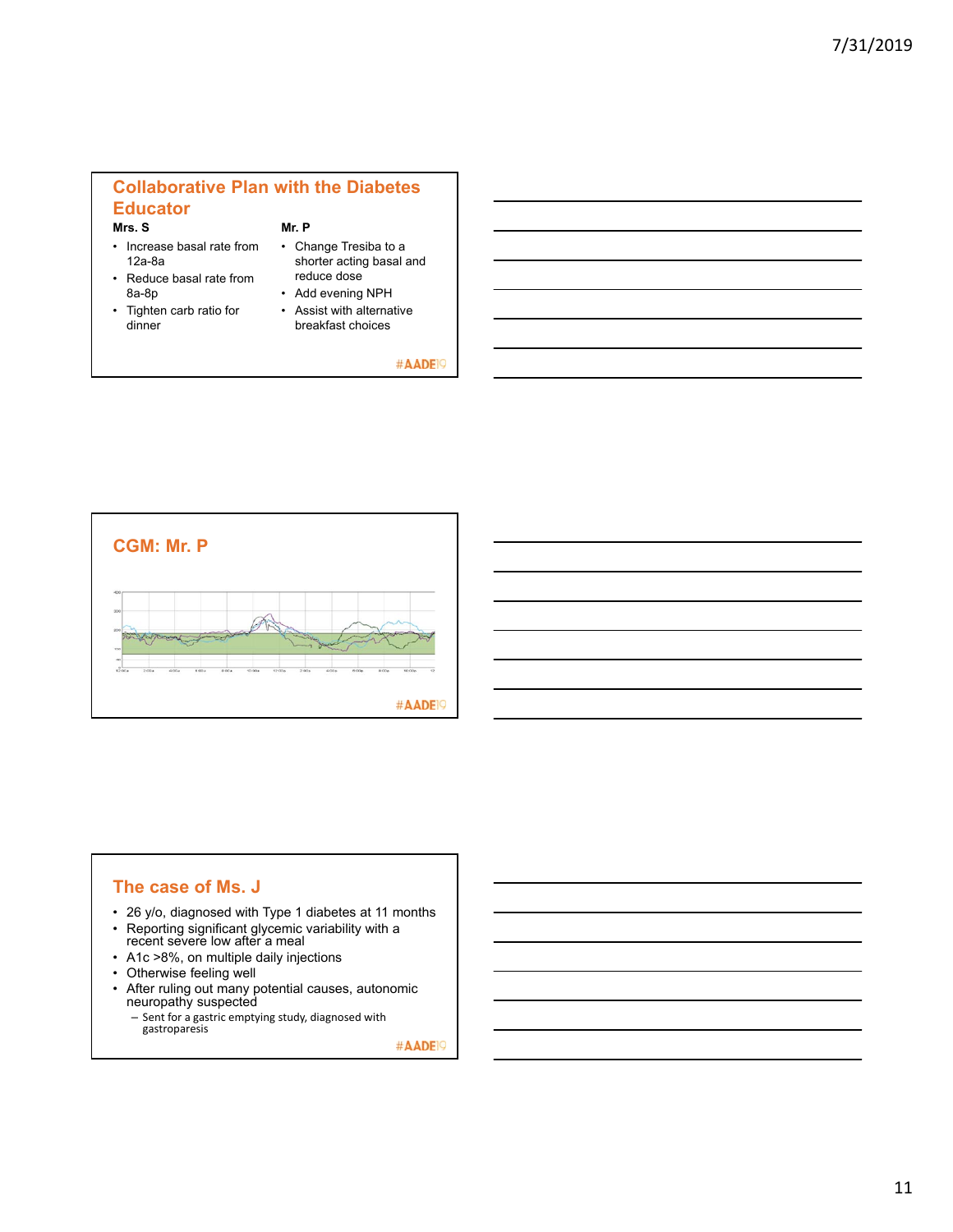## Collaborative Plan with the Diabetes Educator

**Mrs. S**

- Increase basal rate from 12a-8a
- Reduce basal rate from 8a-8p
- Tighten carb ratio for dinner

**Mr. P**

- Change Tresiba to a shorter acting basal and reduce dose
- Add evening NPH
- Assist with alternative breakfast choices

#AADE19

## CGM: Mr. P

#AADE19

## The case of Ms. J

- 26 y/o, diagnosed with Type 1 diabetes at 11 months
- Reporting significant glycemic variability with a recent severe low after a meal
- A1c >8%, on multiple daily injections
- Otherwise feeling well
- After ruling out many potential causes, autonomic neuropathy suspected
  - Sent for a gastric emptying study, diagnosed with gastroparesis

#AADE19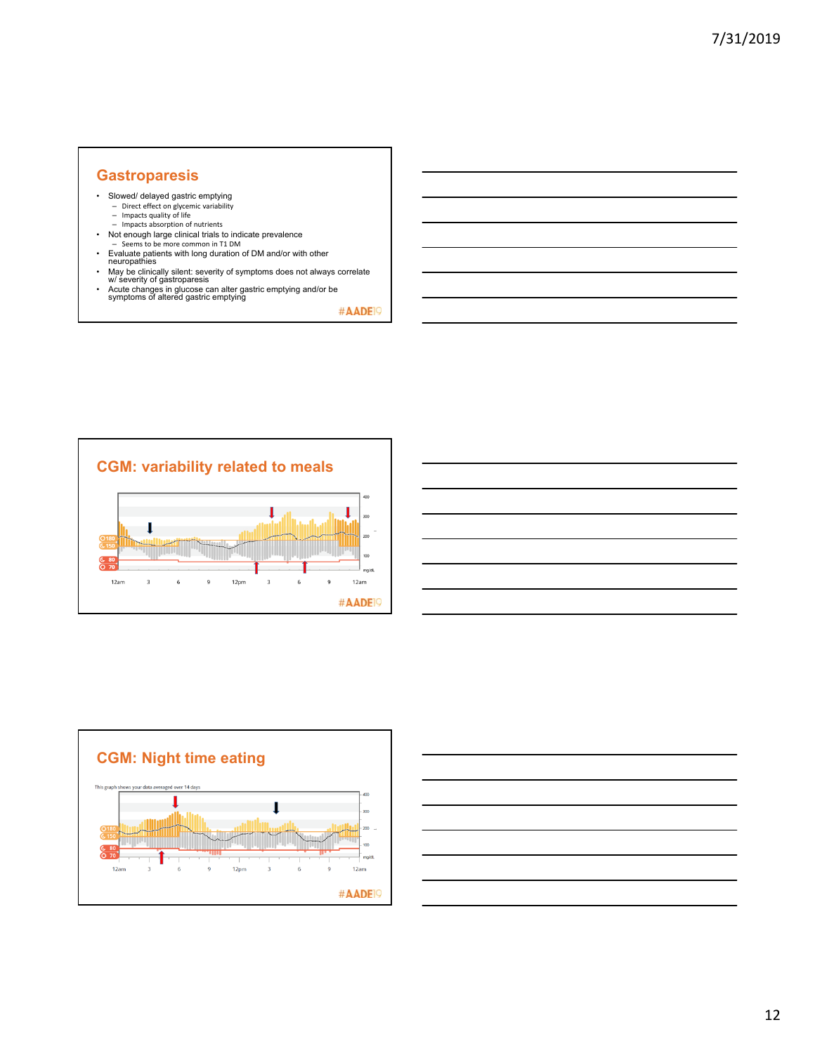## Gastroparesis

- Slowed/ delayed gastric emptying
  - Direct effect on glycemic variability
  - Impacts quality of life
  - Impacts absorption of nutrients
- Not enough large clinical trials to indicate prevalence
  - Seems to be more common in T1 DM
- Evaluate patients with long duration of DM and/or with other neuropathies
- May be clinically silent: severity of symptoms does not always correlate w/ severity of gastroparesis
- Acute changes in glucose can alter gastric emptying and/or be symptoms of altered gastric emptying

#AADE19

## CGM: variability related to meals

#AADE19

## CGM: Night time eating

This graph shows your data averaged over 14 days

#AADE19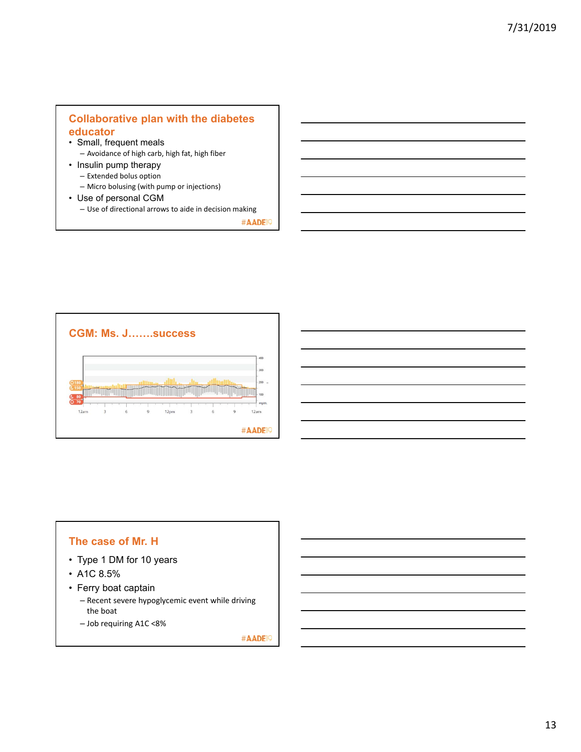## Collaborative plan with the diabetes educator

- Small, frequent meals
  - Avoidance of high carb, high fat, high fiber
- Insulin pump therapy
  - Extended bolus option
  - Micro bolusing (with pump or injections)
- Use of personal CGM
  - Use of directional arrows to aide in decision making

#AADE19

## CGM: Ms. J…….success

#AADE19

## The case of Mr. H

- Type 1 DM for 10 years
- A1C 8.5%
- Ferry boat captain
  - Recent severe hypoglycemic event while driving the boat
  - Job requiring A1C <8%

#AADE19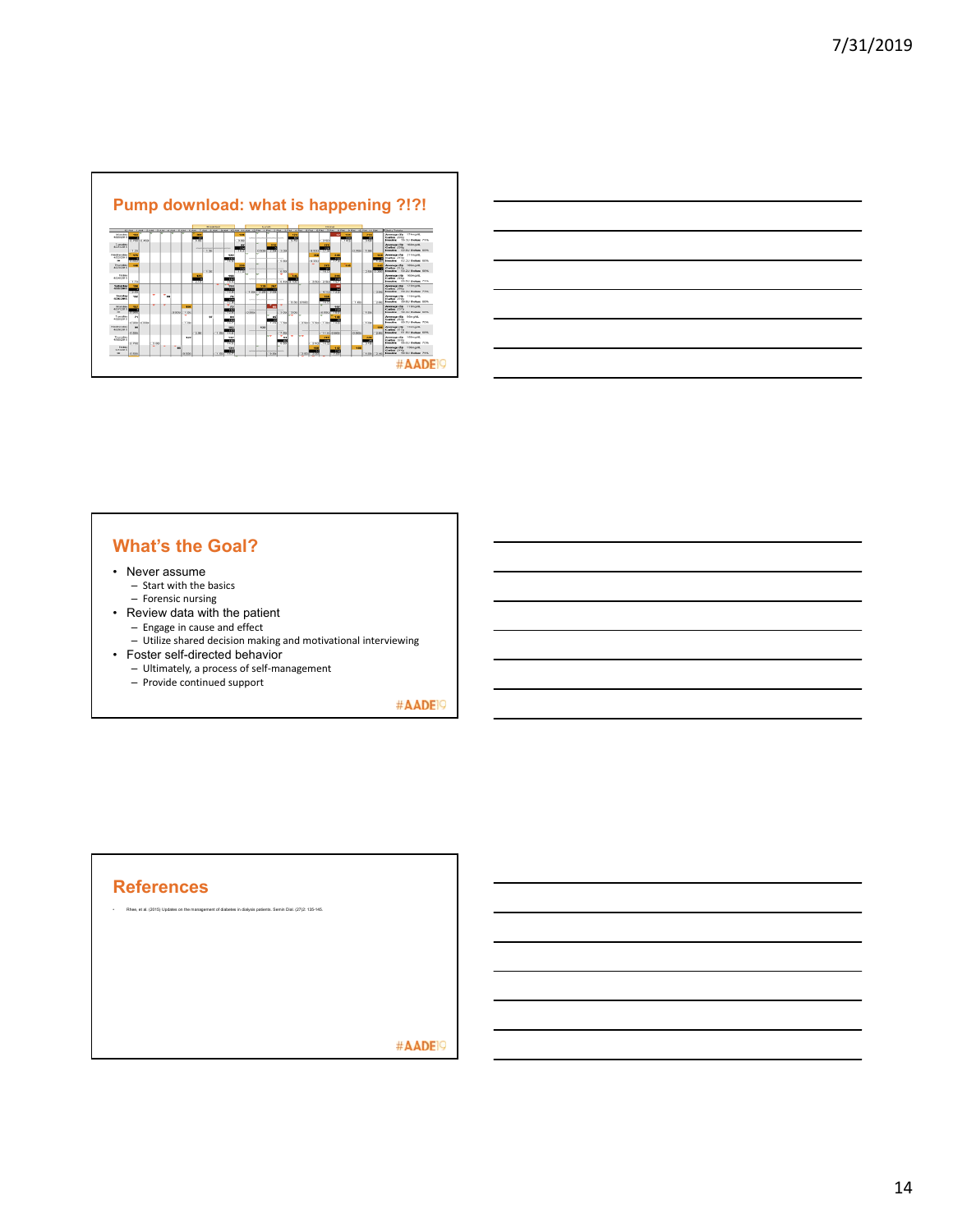## Pump download: what is happening ?!?!

#AADE19

## What's the Goal?

- Never assume
  - Start with the basics
  - Forensic nursing
- Review data with the patient
  - Engage in cause and effect
  - Utilize shared decision making and motivational interviewing
- Foster self-directed behavior
  - Ultimately, a process of self-management
  - Provide continued support

#AADE19

## References

- Rhee, et al. (2015) Updates on the management of diabetes in dialysis patients. Semin Dial. (27)2: 135-145.

#AADE19